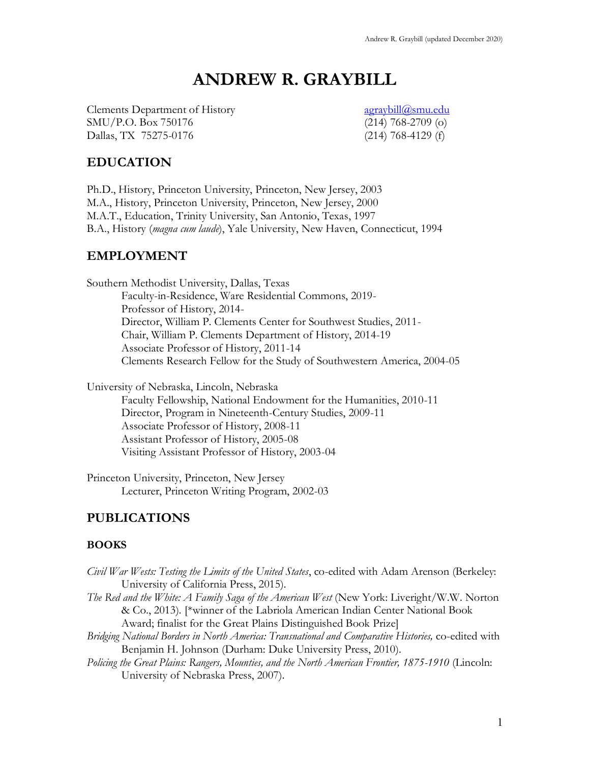# ANDREW R. GRAYBILL

Clements Department of History
SMU/P.O. Box 750176
Dallas, TX 75275-0176

agraybill@smu.edu
(214) 768-2709 (o)
(214) 768-4129 (f)

## EDUCATION

Ph.D., History, Princeton University, Princeton, New Jersey, 2003
M.A., History, Princeton University, Princeton, New Jersey, 2000
M.A.T., Education, Trinity University, San Antonio, Texas, 1997
B.A., History (*magna cum laude*), Yale University, New Haven, Connecticut, 1994

## EMPLOYMENT

Southern Methodist University, Dallas, Texas
- Faculty-in-Residence, Ware Residential Commons, 2019-
- Professor of History, 2014-
- Director, William P. Clements Center for Southwest Studies, 2011-
- Chair, William P. Clements Department of History, 2014-19
- Associate Professor of History, 2011-14
- Clements Research Fellow for the Study of Southwestern America, 2004-05

University of Nebraska, Lincoln, Nebraska
- Faculty Fellowship, National Endowment for the Humanities, 2010-11
- Director, Program in Nineteenth-Century Studies, 2009-11
- Associate Professor of History, 2008-11
- Assistant Professor of History, 2005-08
- Visiting Assistant Professor of History, 2003-04

Princeton University, Princeton, New Jersey
- Lecturer, Princeton Writing Program, 2002-03

## PUBLICATIONS

### BOOKS

*Civil War Wests: Testing the Limits of the United States*, co-edited with Adam Arenson (Berkeley: University of California Press, 2015).

*The Red and the White: A Family Saga of the American West* (New York: Liveright/W.W. Norton & Co., 2013). [*winner of the Labriola American Indian Center National Book Award; finalist for the Great Plains Distinguished Book Prize]

*Bridging National Borders in North America: Transnational and Comparative Histories,* co-edited with Benjamin H. Johnson (Durham: Duke University Press, 2010).

*Policing the Great Plains: Rangers, Mounties, and the North American Frontier, 1875-1910* (Lincoln: University of Nebraska Press, 2007).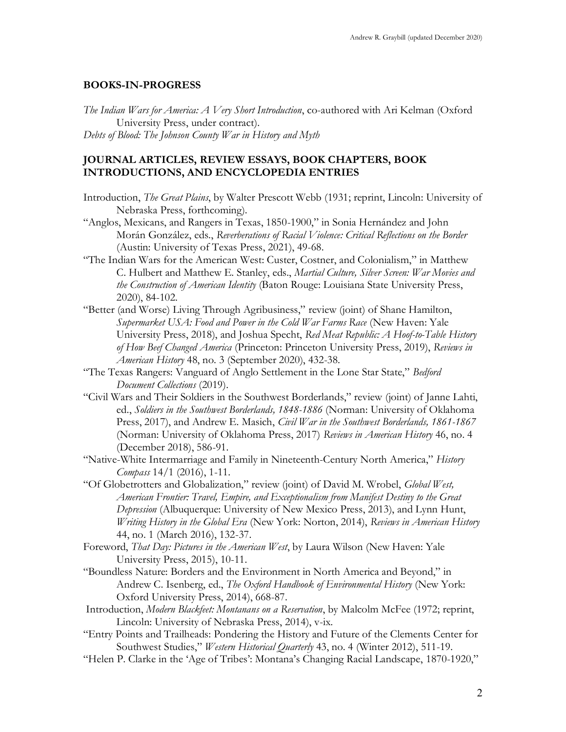## BOOKS-IN-PROGRESS

*The Indian Wars for America: A Very Short Introduction*, co-authored with Ari Kelman (Oxford University Press, under contract).

*Debts of Blood: The Johnson County War in History and Myth*

## JOURNAL ARTICLES, REVIEW ESSAYS, BOOK CHAPTERS, BOOK INTRODUCTIONS, AND ENCYCLOPEDIA ENTRIES

Introduction, *The Great Plains*, by Walter Prescott Webb (1931; reprint, Lincoln: University of Nebraska Press, forthcoming).

"Anglos, Mexicans, and Rangers in Texas, 1850-1900," in Sonia Hernández and John Morán González, eds., *Reverberations of Racial Violence: Critical Reflections on the Border* (Austin: University of Texas Press, 2021), 49-68.

"The Indian Wars for the American West: Custer, Costner, and Colonialism," in Matthew C. Hulbert and Matthew E. Stanley, eds., *Martial Culture, Silver Screen: War Movies and the Construction of American Identity* (Baton Rouge: Louisiana State University Press, 2020), 84-102.

"Better (and Worse) Living Through Agribusiness," review (joint) of Shane Hamilton, *Supermarket USA: Food and Power in the Cold War Farms Race* (New Haven: Yale University Press, 2018), and Joshua Specht, *Red Meat Republic: A Hoof-to-Table History of How Beef Changed America* (Princeton: Princeton University Press, 2019), *Reviews in American History* 48, no. 3 (September 2020), 432-38.

"The Texas Rangers: Vanguard of Anglo Settlement in the Lone Star State," *Bedford Document Collections* (2019).

"Civil Wars and Their Soldiers in the Southwest Borderlands," review (joint) of Janne Lahti, ed., *Soldiers in the Southwest Borderlands, 1848-1886* (Norman: University of Oklahoma Press, 2017), and Andrew E. Masich, *Civil War in the Southwest Borderlands, 1861-1867* (Norman: University of Oklahoma Press, 2017) *Reviews in American History* 46, no. 4 (December 2018), 586-91.

"Native-White Intermarriage and Family in Nineteenth-Century North America," *History Compass* 14/1 (2016), 1-11.

"Of Globetrotters and Globalization," review (joint) of David M. Wrobel, *Global West, American Frontier: Travel, Empire, and Exceptionalism from Manifest Destiny to the Great Depression* (Albuquerque: University of New Mexico Press, 2013), and Lynn Hunt, *Writing History in the Global Era* (New York: Norton, 2014), *Reviews in American History* 44, no. 1 (March 2016), 132-37.

Foreword, *That Day: Pictures in the American West*, by Laura Wilson (New Haven: Yale University Press, 2015), 10-11.

"Boundless Nature: Borders and the Environment in North America and Beyond," in Andrew C. Isenberg, ed., *The Oxford Handbook of Environmental History* (New York: Oxford University Press, 2014), 668-87.

Introduction, *Modern Blackfeet: Montanans on a Reservation*, by Malcolm McFee (1972; reprint, Lincoln: University of Nebraska Press, 2014), v-ix.

"Entry Points and Trailheads: Pondering the History and Future of the Clements Center for Southwest Studies," *Western Historical Quarterly* 43, no. 4 (Winter 2012), 511-19.

"Helen P. Clarke in the 'Age of Tribes': Montana's Changing Racial Landscape, 1870-1920,"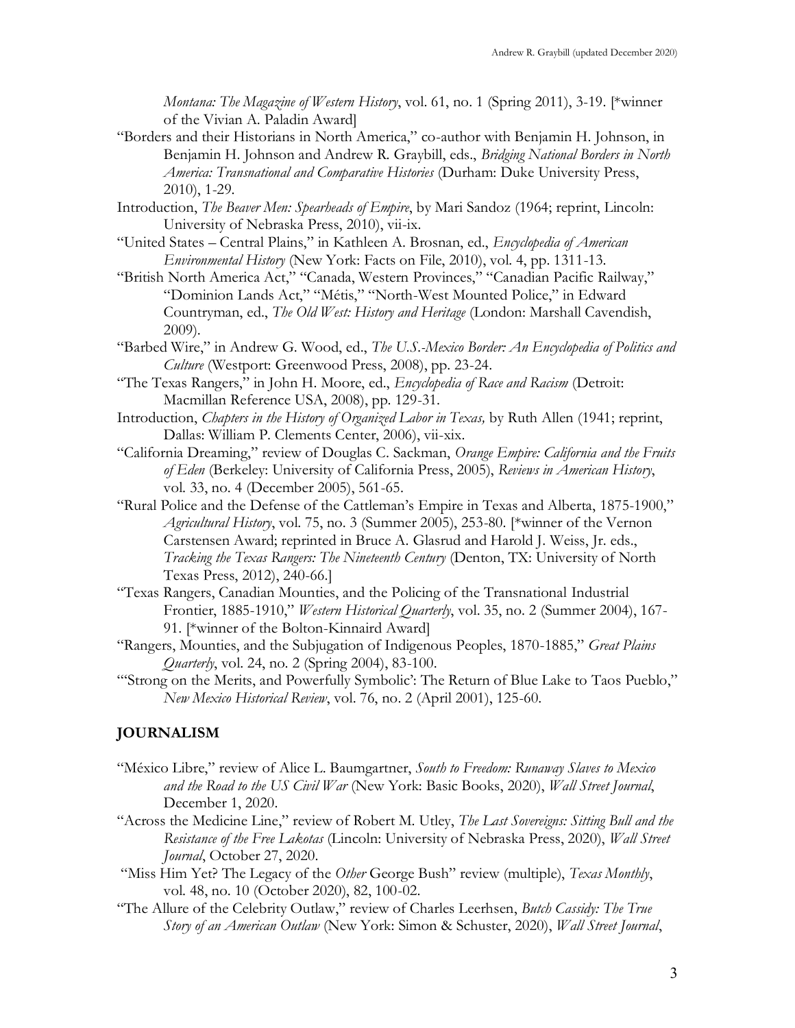*Montana: The Magazine of Western History*, vol. 61, no. 1 (Spring 2011), 3-19. [*winner of the Vivian A. Paladin Award]

"Borders and their Historians in North America," co-author with Benjamin H. Johnson, in Benjamin H. Johnson and Andrew R. Graybill, eds., *Bridging National Borders in North America: Transnational and Comparative Histories* (Durham: Duke University Press, 2010), 1-29.

Introduction, *The Beaver Men: Spearheads of Empire*, by Mari Sandoz (1964; reprint, Lincoln: University of Nebraska Press, 2010), vii-ix.

"United States – Central Plains," in Kathleen A. Brosnan, ed., *Encyclopedia of American Environmental History* (New York: Facts on File, 2010), vol. 4, pp. 1311-13.

"British North America Act," "Canada, Western Provinces," "Canadian Pacific Railway," "Dominion Lands Act," "Métis," "North-West Mounted Police," in Edward Countryman, ed., *The Old West: History and Heritage* (London: Marshall Cavendish, 2009).

"Barbed Wire," in Andrew G. Wood, ed., *The U.S.-Mexico Border: An Encyclopedia of Politics and Culture* (Westport: Greenwood Press, 2008), pp. 23-24.

"The Texas Rangers," in John H. Moore, ed., *Encyclopedia of Race and Racism* (Detroit: Macmillan Reference USA, 2008), pp. 129-31.

Introduction, *Chapters in the History of Organized Labor in Texas,* by Ruth Allen (1941; reprint, Dallas: William P. Clements Center, 2006), vii-xix.

"California Dreaming," review of Douglas C. Sackman, *Orange Empire: California and the Fruits of Eden* (Berkeley: University of California Press, 2005), *Reviews in American History*, vol. 33, no. 4 (December 2005), 561-65.

"Rural Police and the Defense of the Cattleman's Empire in Texas and Alberta, 1875-1900," *Agricultural History*, vol. 75, no. 3 (Summer 2005), 253-80. [*winner of the Vernon Carstensen Award; reprinted in Bruce A. Glasrud and Harold J. Weiss, Jr. eds., *Tracking the Texas Rangers: The Nineteenth Century* (Denton, TX: University of North Texas Press, 2012), 240-66.]

"Texas Rangers, Canadian Mounties, and the Policing of the Transnational Industrial Frontier, 1885-1910," *Western Historical Quarterly*, vol. 35, no. 2 (Summer 2004), 167-91. [*winner of the Bolton-Kinnaird Award]

"Rangers, Mounties, and the Subjugation of Indigenous Peoples, 1870-1885," *Great Plains Quarterly*, vol. 24, no. 2 (Spring 2004), 83-100.

"'Strong on the Merits, and Powerfully Symbolic': The Return of Blue Lake to Taos Pueblo," *New Mexico Historical Review*, vol. 76, no. 2 (April 2001), 125-60.

## JOURNALISM

"México Libre," review of Alice L. Baumgartner, *South to Freedom: Runaway Slaves to Mexico and the Road to the US Civil War* (New York: Basic Books, 2020), *Wall Street Journal*, December 1, 2020.

"Across the Medicine Line," review of Robert M. Utley, *The Last Sovereigns: Sitting Bull and the Resistance of the Free Lakotas* (Lincoln: University of Nebraska Press, 2020), *Wall Street Journal*, October 27, 2020.

"Miss Him Yet? The Legacy of the *Other* George Bush" review (multiple), *Texas Monthly*, vol. 48, no. 10 (October 2020), 82, 100-02.

"The Allure of the Celebrity Outlaw," review of Charles Leerhsen, *Butch Cassidy: The True Story of an American Outlaw* (New York: Simon & Schuster, 2020), *Wall Street Journal*,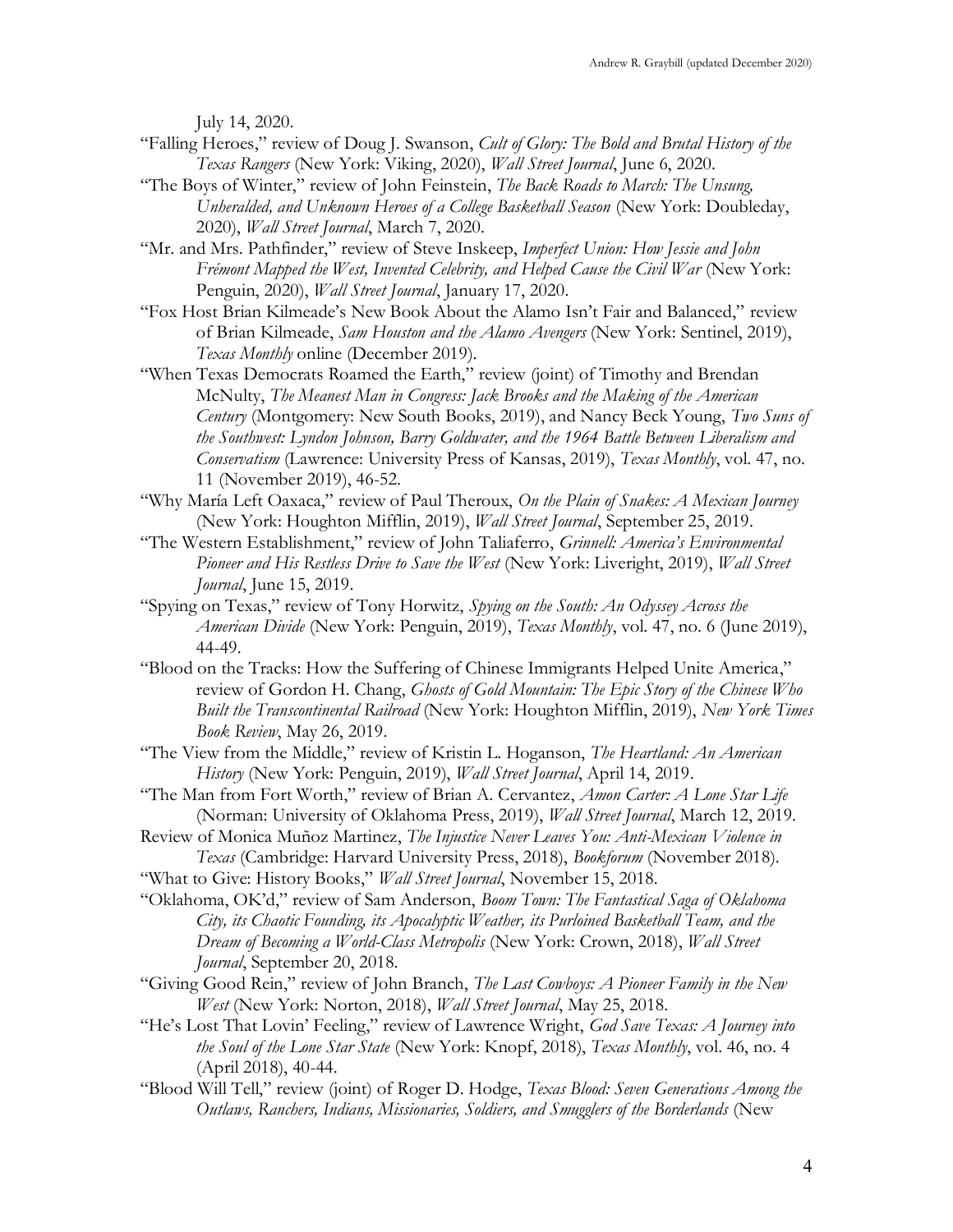July 14, 2020.

"Falling Heroes," review of Doug J. Swanson, *Cult of Glory: The Bold and Brutal History of the Texas Rangers* (New York: Viking, 2020), *Wall Street Journal*, June 6, 2020.

"The Boys of Winter," review of John Feinstein, *The Back Roads to March: The Unsung, Unheralded, and Unknown Heroes of a College Basketball Season* (New York: Doubleday, 2020), *Wall Street Journal*, March 7, 2020.

"Mr. and Mrs. Pathfinder," review of Steve Inskeep, *Imperfect Union: How Jessie and John Frémont Mapped the West, Invented Celebrity, and Helped Cause the Civil War* (New York: Penguin, 2020), *Wall Street Journal*, January 17, 2020.

"Fox Host Brian Kilmeade's New Book About the Alamo Isn't Fair and Balanced," review of Brian Kilmeade, *Sam Houston and the Alamo Avengers* (New York: Sentinel, 2019), *Texas Monthly* online (December 2019).

"When Texas Democrats Roamed the Earth," review (joint) of Timothy and Brendan McNulty, *The Meanest Man in Congress: Jack Brooks and the Making of the American Century* (Montgomery: New South Books, 2019), and Nancy Beck Young, *Two Suns of the Southwest: Lyndon Johnson, Barry Goldwater, and the 1964 Battle Between Liberalism and Conservatism* (Lawrence: University Press of Kansas, 2019), *Texas Monthly*, vol. 47, no. 11 (November 2019), 46-52.

"Why María Left Oaxaca," review of Paul Theroux, *On the Plain of Snakes: A Mexican Journey* (New York: Houghton Mifflin, 2019), *Wall Street Journal*, September 25, 2019.

"The Western Establishment," review of John Taliaferro, *Grinnell: America's Environmental Pioneer and His Restless Drive to Save the West* (New York: Liveright, 2019), *Wall Street Journal*, June 15, 2019.

"Spying on Texas," review of Tony Horwitz, *Spying on the South: An Odyssey Across the American Divide* (New York: Penguin, 2019), *Texas Monthly*, vol. 47, no. 6 (June 2019), 44-49.

"Blood on the Tracks: How the Suffering of Chinese Immigrants Helped Unite America," review of Gordon H. Chang, *Ghosts of Gold Mountain: The Epic Story of the Chinese Who Built the Transcontinental Railroad* (New York: Houghton Mifflin, 2019), *New York Times Book Review*, May 26, 2019.

"The View from the Middle," review of Kristin L. Hoganson, *The Heartland: An American History* (New York: Penguin, 2019), *Wall Street Journal*, April 14, 2019.

"The Man from Fort Worth," review of Brian A. Cervantez, *Amon Carter: A Lone Star Life* (Norman: University of Oklahoma Press, 2019), *Wall Street Journal*, March 12, 2019.

Review of Monica Muñoz Martinez, *The Injustice Never Leaves You: Anti-Mexican Violence in Texas* (Cambridge: Harvard University Press, 2018), *Bookforum* (November 2018).

"What to Give: History Books," *Wall Street Journal*, November 15, 2018.

"Oklahoma, OK'd," review of Sam Anderson, *Boom Town: The Fantastical Saga of Oklahoma City, its Chaotic Founding, its Apocalyptic Weather, its Purloined Basketball Team, and the Dream of Becoming a World-Class Metropolis* (New York: Crown, 2018), *Wall Street Journal*, September 20, 2018.

"Giving Good Rein," review of John Branch, *The Last Cowboys: A Pioneer Family in the New West* (New York: Norton, 2018), *Wall Street Journal*, May 25, 2018.

"He's Lost That Lovin' Feeling," review of Lawrence Wright, *God Save Texas: A Journey into the Soul of the Lone Star State* (New York: Knopf, 2018), *Texas Monthly*, vol. 46, no. 4 (April 2018), 40-44.

"Blood Will Tell," review (joint) of Roger D. Hodge, *Texas Blood: Seven Generations Among the Outlaws, Ranchers, Indians, Missionaries, Soldiers, and Smugglers of the Borderlands* (New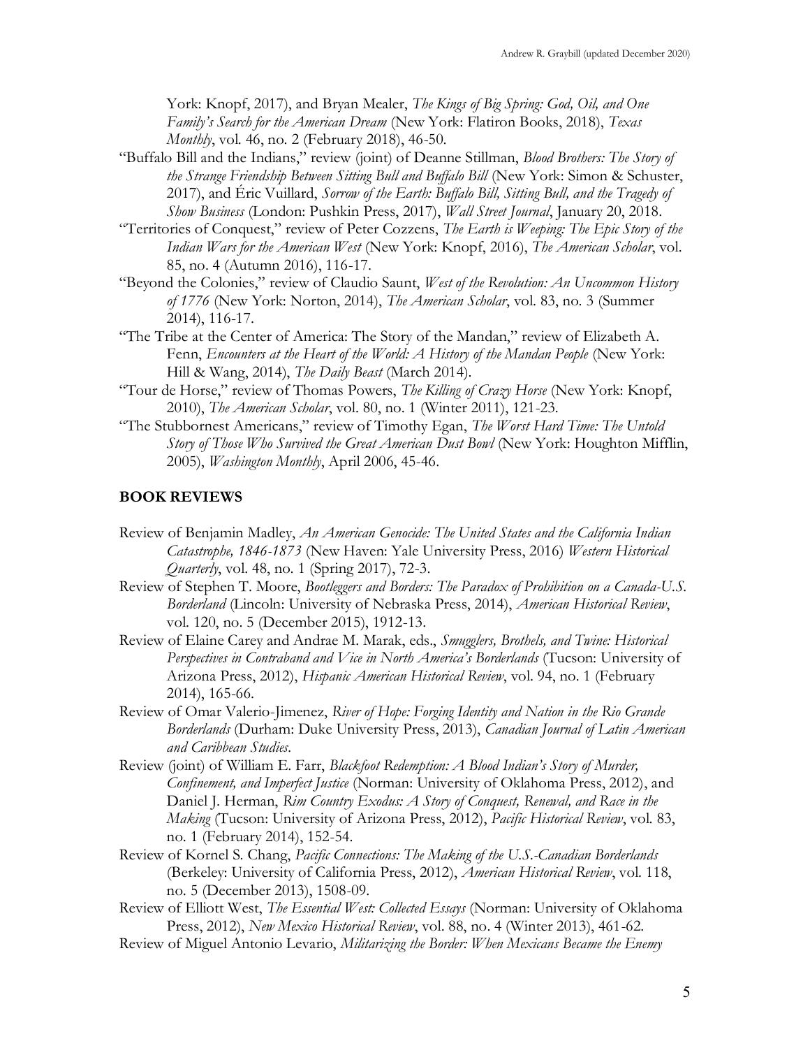York: Knopf, 2017), and Bryan Mealer, *The Kings of Big Spring: God, Oil, and One Family's Search for the American Dream* (New York: Flatiron Books, 2018), *Texas Monthly*, vol. 46, no. 2 (February 2018), 46-50.

"Buffalo Bill and the Indians," review (joint) of Deanne Stillman, *Blood Brothers: The Story of the Strange Friendship Between Sitting Bull and Buffalo Bill* (New York: Simon & Schuster, 2017), and Éric Vuillard, *Sorrow of the Earth: Buffalo Bill, Sitting Bull, and the Tragedy of Show Business* (London: Pushkin Press, 2017), *Wall Street Journal*, January 20, 2018.

"Territories of Conquest," review of Peter Cozzens, *The Earth is Weeping: The Epic Story of the Indian Wars for the American West* (New York: Knopf, 2016), *The American Scholar*, vol. 85, no. 4 (Autumn 2016), 116-17.

"Beyond the Colonies," review of Claudio Saunt, *West of the Revolution: An Uncommon History of 1776* (New York: Norton, 2014), *The American Scholar*, vol. 83, no. 3 (Summer 2014), 116-17.

"The Tribe at the Center of America: The Story of the Mandan," review of Elizabeth A. Fenn, *Encounters at the Heart of the World: A History of the Mandan People* (New York: Hill & Wang, 2014), *The Daily Beast* (March 2014).

"Tour de Horse," review of Thomas Powers, *The Killing of Crazy Horse* (New York: Knopf, 2010), *The American Scholar*, vol. 80, no. 1 (Winter 2011), 121-23.

"The Stubbornest Americans," review of Timothy Egan, *The Worst Hard Time: The Untold Story of Those Who Survived the Great American Dust Bowl* (New York: Houghton Mifflin, 2005), *Washington Monthly*, April 2006, 45-46.

## BOOK REVIEWS

Review of Benjamin Madley, *An American Genocide: The United States and the California Indian Catastrophe, 1846-1873* (New Haven: Yale University Press, 2016) *Western Historical Quarterly*, vol. 48, no. 1 (Spring 2017), 72-3.

Review of Stephen T. Moore, *Bootleggers and Borders: The Paradox of Prohibition on a Canada-U.S. Borderland* (Lincoln: University of Nebraska Press, 2014), *American Historical Review*, vol. 120, no. 5 (December 2015), 1912-13.

Review of Elaine Carey and Andrae M. Marak, eds., *Smugglers, Brothels, and Twine: Historical Perspectives in Contraband and Vice in North America's Borderlands* (Tucson: University of Arizona Press, 2012), *Hispanic American Historical Review*, vol. 94, no. 1 (February 2014), 165-66.

Review of Omar Valerio-Jimenez, *River of Hope: Forging Identity and Nation in the Rio Grande Borderlands* (Durham: Duke University Press, 2013), *Canadian Journal of Latin American and Caribbean Studies*.

Review (joint) of William E. Farr, *Blackfoot Redemption: A Blood Indian's Story of Murder, Confinement, and Imperfect Justice* (Norman: University of Oklahoma Press, 2012), and Daniel J. Herman, *Rim Country Exodus: A Story of Conquest, Renewal, and Race in the Making* (Tucson: University of Arizona Press, 2012), *Pacific Historical Review*, vol. 83, no. 1 (February 2014), 152-54.

Review of Kornel S. Chang, *Pacific Connections: The Making of the U.S.-Canadian Borderlands* (Berkeley: University of California Press, 2012), *American Historical Review*, vol. 118, no. 5 (December 2013), 1508-09.

Review of Elliott West, *The Essential West: Collected Essays* (Norman: University of Oklahoma Press, 2012), *New Mexico Historical Review*, vol. 88, no. 4 (Winter 2013), 461-62.

Review of Miguel Antonio Levario, *Militarizing the Border: When Mexicans Became the Enemy*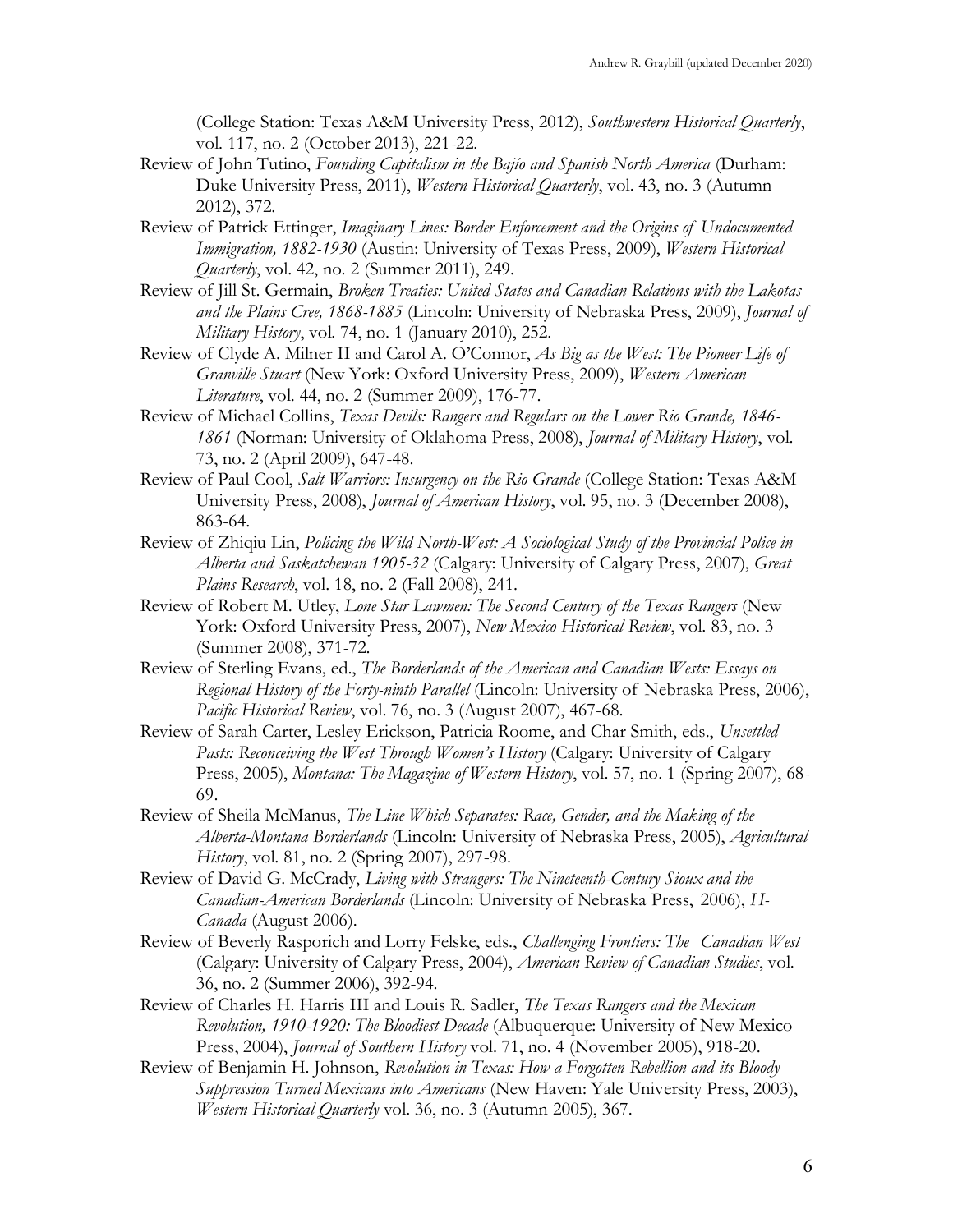(College Station: Texas A&M University Press, 2012), *Southwestern Historical Quarterly*, vol. 117, no. 2 (October 2013), 221-22.

Review of John Tutino, *Founding Capitalism in the Bajío and Spanish North America* (Durham: Duke University Press, 2011), *Western Historical Quarterly*, vol. 43, no. 3 (Autumn 2012), 372.

Review of Patrick Ettinger, *Imaginary Lines: Border Enforcement and the Origins of Undocumented Immigration, 1882-1930* (Austin: University of Texas Press, 2009), *Western Historical Quarterly*, vol. 42, no. 2 (Summer 2011), 249.

Review of Jill St. Germain, *Broken Treaties: United States and Canadian Relations with the Lakotas and the Plains Cree, 1868-1885* (Lincoln: University of Nebraska Press, 2009), *Journal of Military History*, vol. 74, no. 1 (January 2010), 252.

Review of Clyde A. Milner II and Carol A. O'Connor, *As Big as the West: The Pioneer Life of Granville Stuart* (New York: Oxford University Press, 2009), *Western American Literature*, vol. 44, no. 2 (Summer 2009), 176-77.

Review of Michael Collins, *Texas Devils: Rangers and Regulars on the Lower Rio Grande, 1846-1861* (Norman: University of Oklahoma Press, 2008), *Journal of Military History*, vol. 73, no. 2 (April 2009), 647-48.

Review of Paul Cool, *Salt Warriors: Insurgency on the Rio Grande* (College Station: Texas A&M University Press, 2008), *Journal of American History*, vol. 95, no. 3 (December 2008), 863-64.

Review of Zhiqiu Lin, *Policing the Wild North-West: A Sociological Study of the Provincial Police in Alberta and Saskatchewan 1905-32* (Calgary: University of Calgary Press, 2007), *Great Plains Research*, vol. 18, no. 2 (Fall 2008), 241.

Review of Robert M. Utley, *Lone Star Lawmen: The Second Century of the Texas Rangers* (New York: Oxford University Press, 2007), *New Mexico Historical Review*, vol. 83, no. 3 (Summer 2008), 371-72.

Review of Sterling Evans, ed., *The Borderlands of the American and Canadian Wests: Essays on Regional History of the Forty-ninth Parallel* (Lincoln: University of Nebraska Press, 2006), *Pacific Historical Review*, vol. 76, no. 3 (August 2007), 467-68.

Review of Sarah Carter, Lesley Erickson, Patricia Roome, and Char Smith, eds., *Unsettled Pasts: Reconceiving the West Through Women's History* (Calgary: University of Calgary Press, 2005), *Montana: The Magazine of Western History*, vol. 57, no. 1 (Spring 2007), 68-69.

Review of Sheila McManus, *The Line Which Separates: Race, Gender, and the Making of the Alberta-Montana Borderlands* (Lincoln: University of Nebraska Press, 2005), *Agricultural History*, vol. 81, no. 2 (Spring 2007), 297-98.

Review of David G. McCrady, *Living with Strangers: The Nineteenth-Century Sioux and the Canadian-American Borderlands* (Lincoln: University of Nebraska Press, 2006), *H-Canada* (August 2006).

Review of Beverly Rasporich and Lorry Felske, eds., *Challenging Frontiers: The Canadian West* (Calgary: University of Calgary Press, 2004), *American Review of Canadian Studies*, vol. 36, no. 2 (Summer 2006), 392-94.

Review of Charles H. Harris III and Louis R. Sadler, *The Texas Rangers and the Mexican Revolution, 1910-1920: The Bloodiest Decade* (Albuquerque: University of New Mexico Press, 2004), *Journal of Southern History* vol. 71, no. 4 (November 2005), 918-20.

Review of Benjamin H. Johnson, *Revolution in Texas: How a Forgotten Rebellion and its Bloody Suppression Turned Mexicans into Americans* (New Haven: Yale University Press, 2003), *Western Historical Quarterly* vol. 36, no. 3 (Autumn 2005), 367.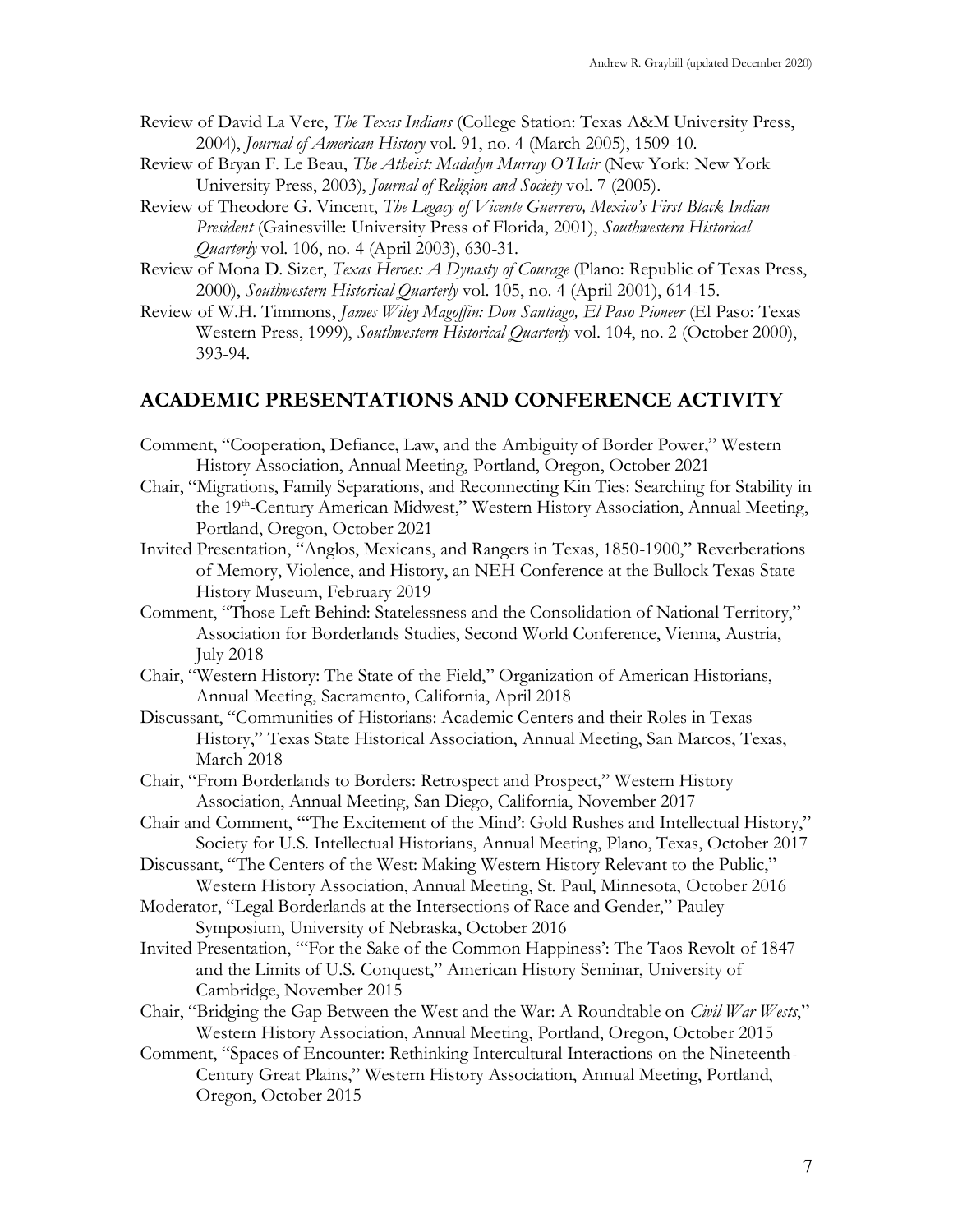Review of David La Vere, *The Texas Indians* (College Station: Texas A&M University Press, 2004), *Journal of American History* vol. 91, no. 4 (March 2005), 1509-10.

Review of Bryan F. Le Beau, *The Atheist: Madalyn Murray O'Hair* (New York: New York University Press, 2003), *Journal of Religion and Society* vol. 7 (2005).

Review of Theodore G. Vincent, *The Legacy of Vicente Guerrero, Mexico's First Black Indian President* (Gainesville: University Press of Florida, 2001), *Southwestern Historical Quarterly* vol. 106, no. 4 (April 2003), 630-31.

Review of Mona D. Sizer, *Texas Heroes: A Dynasty of Courage* (Plano: Republic of Texas Press, 2000), *Southwestern Historical Quarterly* vol. 105, no. 4 (April 2001), 614-15.

Review of W.H. Timmons, *James Wiley Magoffin: Don Santiago, El Paso Pioneer* (El Paso: Texas Western Press, 1999), *Southwestern Historical Quarterly* vol. 104, no. 2 (October 2000), 393-94.

## ACADEMIC PRESENTATIONS AND CONFERENCE ACTIVITY

Comment, "Cooperation, Defiance, Law, and the Ambiguity of Border Power," Western History Association, Annual Meeting, Portland, Oregon, October 2021

Chair, "Migrations, Family Separations, and Reconnecting Kin Ties: Searching for Stability in the 19th-Century American Midwest," Western History Association, Annual Meeting, Portland, Oregon, October 2021

Invited Presentation, "Anglos, Mexicans, and Rangers in Texas, 1850-1900," Reverberations of Memory, Violence, and History, an NEH Conference at the Bullock Texas State History Museum, February 2019

Comment, "Those Left Behind: Statelessness and the Consolidation of National Territory," Association for Borderlands Studies, Second World Conference, Vienna, Austria, July 2018

Chair, "Western History: The State of the Field," Organization of American Historians, Annual Meeting, Sacramento, California, April 2018

Discussant, "Communities of Historians: Academic Centers and their Roles in Texas History," Texas State Historical Association, Annual Meeting, San Marcos, Texas, March 2018

Chair, "From Borderlands to Borders: Retrospect and Prospect," Western History Association, Annual Meeting, San Diego, California, November 2017

Chair and Comment, "'The Excitement of the Mind': Gold Rushes and Intellectual History," Society for U.S. Intellectual Historians, Annual Meeting, Plano, Texas, October 2017

Discussant, "The Centers of the West: Making Western History Relevant to the Public," Western History Association, Annual Meeting, St. Paul, Minnesota, October 2016

Moderator, "Legal Borderlands at the Intersections of Race and Gender," Pauley Symposium, University of Nebraska, October 2016

Invited Presentation, "'For the Sake of the Common Happiness': The Taos Revolt of 1847 and the Limits of U.S. Conquest," American History Seminar, University of Cambridge, November 2015

Chair, "Bridging the Gap Between the West and the War: A Roundtable on *Civil War Wests*," Western History Association, Annual Meeting, Portland, Oregon, October 2015

Comment, "Spaces of Encounter: Rethinking Intercultural Interactions on the Nineteenth-Century Great Plains," Western History Association, Annual Meeting, Portland, Oregon, October 2015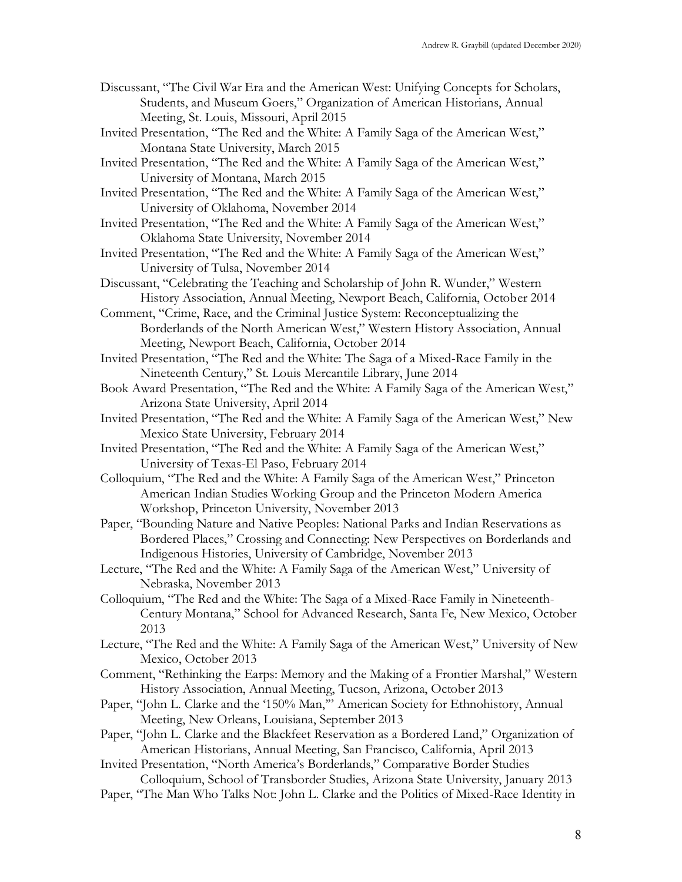Discussant, "The Civil War Era and the American West: Unifying Concepts for Scholars, Students, and Museum Goers," Organization of American Historians, Annual Meeting, St. Louis, Missouri, April 2015

Invited Presentation, "The Red and the White: A Family Saga of the American West," Montana State University, March 2015

Invited Presentation, "The Red and the White: A Family Saga of the American West," University of Montana, March 2015

Invited Presentation, "The Red and the White: A Family Saga of the American West," University of Oklahoma, November 2014

Invited Presentation, "The Red and the White: A Family Saga of the American West," Oklahoma State University, November 2014

Invited Presentation, "The Red and the White: A Family Saga of the American West," University of Tulsa, November 2014

Discussant, "Celebrating the Teaching and Scholarship of John R. Wunder," Western History Association, Annual Meeting, Newport Beach, California, October 2014

Comment, "Crime, Race, and the Criminal Justice System: Reconceptualizing the Borderlands of the North American West," Western History Association, Annual Meeting, Newport Beach, California, October 2014

Invited Presentation, "The Red and the White: The Saga of a Mixed-Race Family in the Nineteenth Century," St. Louis Mercantile Library, June 2014

Book Award Presentation, "The Red and the White: A Family Saga of the American West," Arizona State University, April 2014

Invited Presentation, "The Red and the White: A Family Saga of the American West," New Mexico State University, February 2014

Invited Presentation, "The Red and the White: A Family Saga of the American West," University of Texas-El Paso, February 2014

Colloquium, "The Red and the White: A Family Saga of the American West," Princeton American Indian Studies Working Group and the Princeton Modern America Workshop, Princeton University, November 2013

Paper, "Bounding Nature and Native Peoples: National Parks and Indian Reservations as Bordered Places," Crossing and Connecting: New Perspectives on Borderlands and Indigenous Histories, University of Cambridge, November 2013

Lecture, "The Red and the White: A Family Saga of the American West," University of Nebraska, November 2013

Colloquium, "The Red and the White: The Saga of a Mixed-Race Family in Nineteenth-Century Montana," School for Advanced Research, Santa Fe, New Mexico, October 2013

Lecture, "The Red and the White: A Family Saga of the American West," University of New Mexico, October 2013

Comment, "Rethinking the Earps: Memory and the Making of a Frontier Marshal," Western History Association, Annual Meeting, Tucson, Arizona, October 2013

Paper, "John L. Clarke and the '150% Man,'" American Society for Ethnohistory, Annual Meeting, New Orleans, Louisiana, September 2013

Paper, "John L. Clarke and the Blackfeet Reservation as a Bordered Land," Organization of American Historians, Annual Meeting, San Francisco, California, April 2013

Invited Presentation, "North America's Borderlands," Comparative Border Studies Colloquium, School of Transborder Studies, Arizona State University, January 2013

Paper, "The Man Who Talks Not: John L. Clarke and the Politics of Mixed-Race Identity in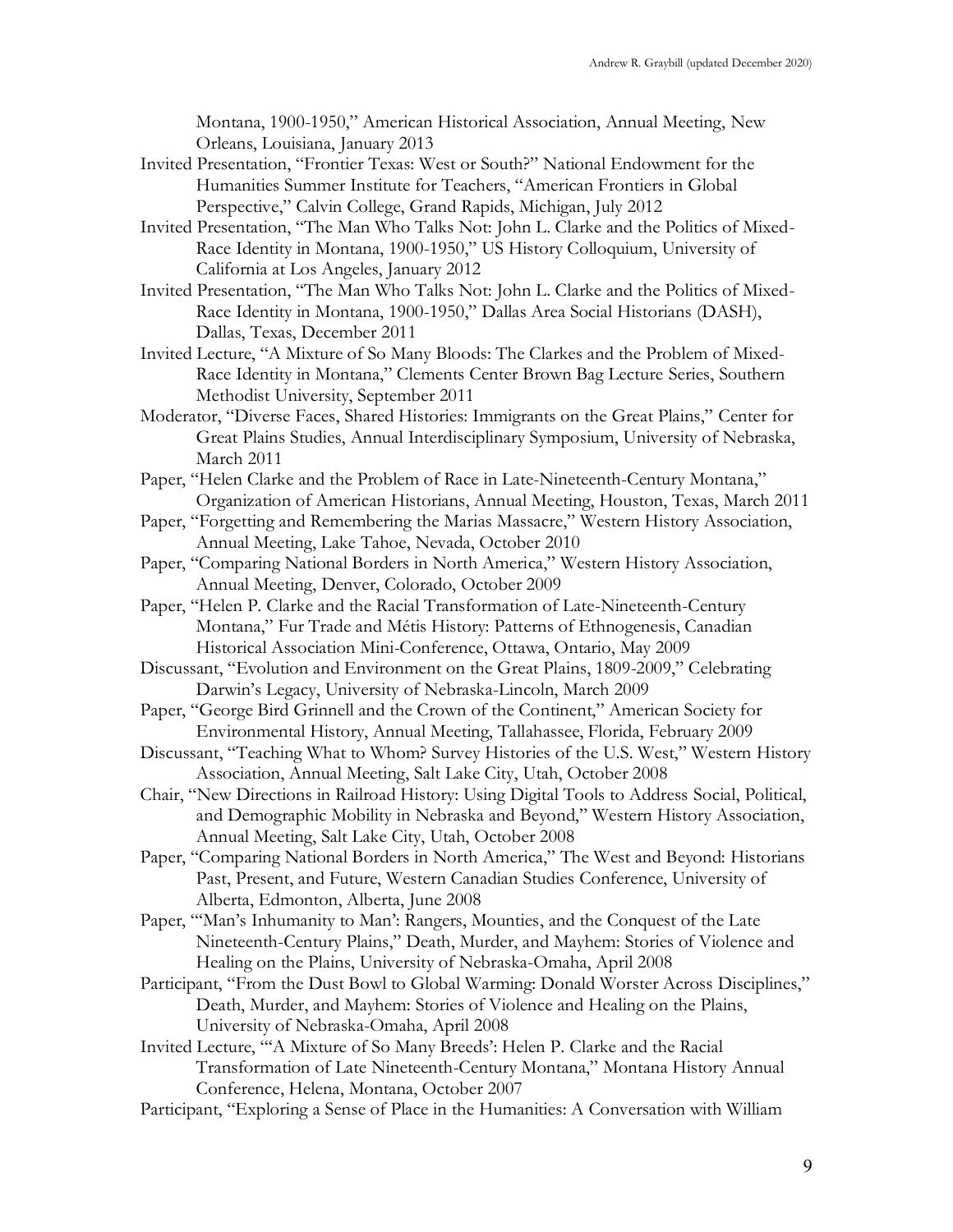Montana, 1900-1950," American Historical Association, Annual Meeting, New Orleans, Louisiana, January 2013

Invited Presentation, "Frontier Texas: West or South?" National Endowment for the Humanities Summer Institute for Teachers, "American Frontiers in Global Perspective," Calvin College, Grand Rapids, Michigan, July 2012

Invited Presentation, "The Man Who Talks Not: John L. Clarke and the Politics of Mixed-Race Identity in Montana, 1900-1950," US History Colloquium, University of California at Los Angeles, January 2012

Invited Presentation, "The Man Who Talks Not: John L. Clarke and the Politics of Mixed-Race Identity in Montana, 1900-1950," Dallas Area Social Historians (DASH), Dallas, Texas, December 2011

Invited Lecture, "A Mixture of So Many Bloods: The Clarkes and the Problem of Mixed-Race Identity in Montana," Clements Center Brown Bag Lecture Series, Southern Methodist University, September 2011

Moderator, "Diverse Faces, Shared Histories: Immigrants on the Great Plains," Center for Great Plains Studies, Annual Interdisciplinary Symposium, University of Nebraska, March 2011

Paper, "Helen Clarke and the Problem of Race in Late-Nineteenth-Century Montana," Organization of American Historians, Annual Meeting, Houston, Texas, March 2011

Paper, "Forgetting and Remembering the Marias Massacre," Western History Association, Annual Meeting, Lake Tahoe, Nevada, October 2010

Paper, "Comparing National Borders in North America," Western History Association, Annual Meeting, Denver, Colorado, October 2009

Paper, "Helen P. Clarke and the Racial Transformation of Late-Nineteenth-Century Montana," Fur Trade and Métis History: Patterns of Ethnogenesis, Canadian Historical Association Mini-Conference, Ottawa, Ontario, May 2009

Discussant, "Evolution and Environment on the Great Plains, 1809-2009," Celebrating Darwin's Legacy, University of Nebraska-Lincoln, March 2009

Paper, "George Bird Grinnell and the Crown of the Continent," American Society for Environmental History, Annual Meeting, Tallahassee, Florida, February 2009

Discussant, "Teaching What to Whom? Survey Histories of the U.S. West," Western History Association, Annual Meeting, Salt Lake City, Utah, October 2008

Chair, "New Directions in Railroad History: Using Digital Tools to Address Social, Political, and Demographic Mobility in Nebraska and Beyond," Western History Association, Annual Meeting, Salt Lake City, Utah, October 2008

Paper, "Comparing National Borders in North America," The West and Beyond: Historians Past, Present, and Future, Western Canadian Studies Conference, University of Alberta, Edmonton, Alberta, June 2008

Paper, "'Man's Inhumanity to Man': Rangers, Mounties, and the Conquest of the Late Nineteenth-Century Plains," Death, Murder, and Mayhem: Stories of Violence and Healing on the Plains, University of Nebraska-Omaha, April 2008

Participant, "From the Dust Bowl to Global Warming: Donald Worster Across Disciplines," Death, Murder, and Mayhem: Stories of Violence and Healing on the Plains, University of Nebraska-Omaha, April 2008

Invited Lecture, "'A Mixture of So Many Breeds': Helen P. Clarke and the Racial Transformation of Late Nineteenth-Century Montana," Montana History Annual Conference, Helena, Montana, October 2007

Participant, "Exploring a Sense of Place in the Humanities: A Conversation with William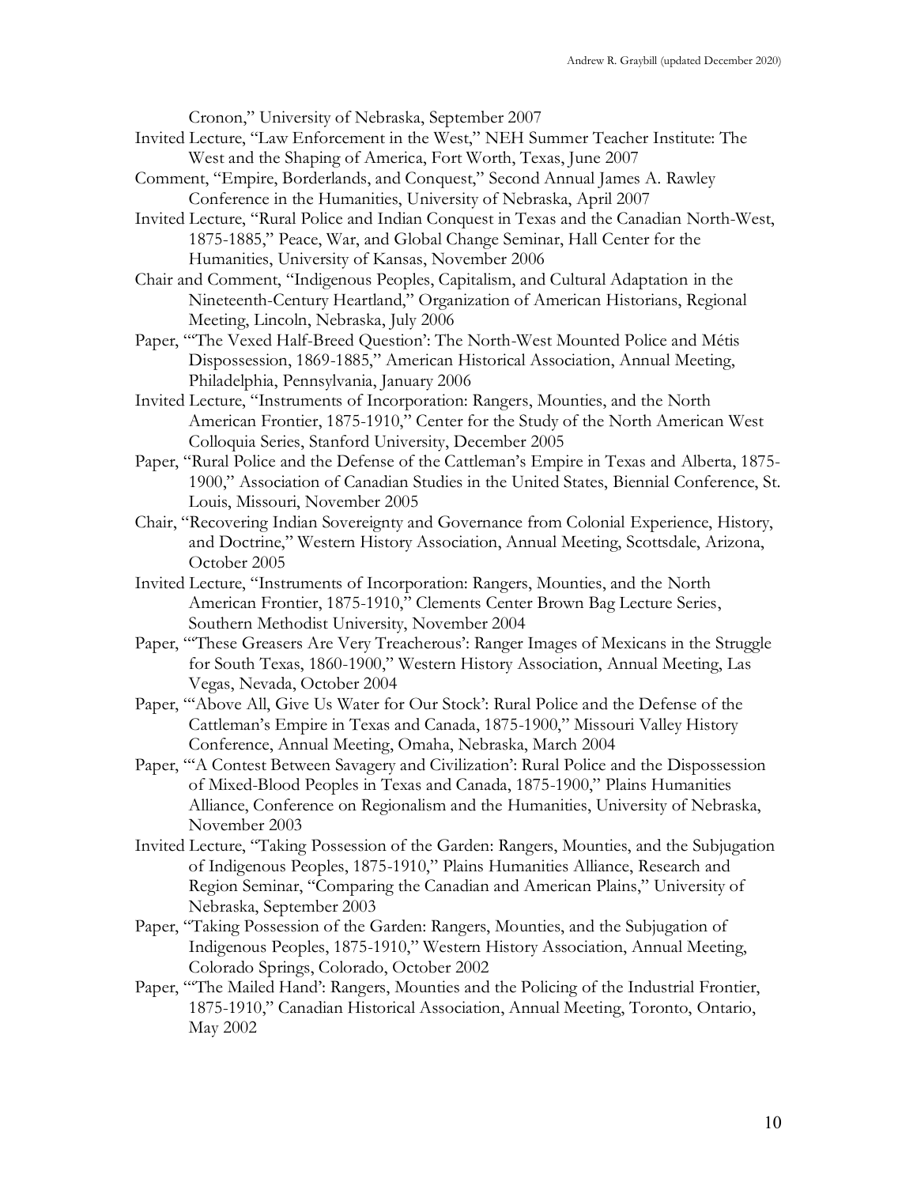Cronon," University of Nebraska, September 2007

Invited Lecture, "Law Enforcement in the West," NEH Summer Teacher Institute: The West and the Shaping of America, Fort Worth, Texas, June 2007

Comment, "Empire, Borderlands, and Conquest," Second Annual James A. Rawley Conference in the Humanities, University of Nebraska, April 2007

Invited Lecture, "Rural Police and Indian Conquest in Texas and the Canadian North-West, 1875-1885," Peace, War, and Global Change Seminar, Hall Center for the Humanities, University of Kansas, November 2006

Chair and Comment, "Indigenous Peoples, Capitalism, and Cultural Adaptation in the Nineteenth-Century Heartland," Organization of American Historians, Regional Meeting, Lincoln, Nebraska, July 2006

Paper, "'The Vexed Half-Breed Question': The North-West Mounted Police and Métis Dispossession, 1869-1885," American Historical Association, Annual Meeting, Philadelphia, Pennsylvania, January 2006

Invited Lecture, "Instruments of Incorporation: Rangers, Mounties, and the North American Frontier, 1875-1910," Center for the Study of the North American West Colloquia Series, Stanford University, December 2005

Paper, "Rural Police and the Defense of the Cattleman's Empire in Texas and Alberta, 1875-1900," Association of Canadian Studies in the United States, Biennial Conference, St. Louis, Missouri, November 2005

Chair, "Recovering Indian Sovereignty and Governance from Colonial Experience, History, and Doctrine," Western History Association, Annual Meeting, Scottsdale, Arizona, October 2005

Invited Lecture, "Instruments of Incorporation: Rangers, Mounties, and the North American Frontier, 1875-1910," Clements Center Brown Bag Lecture Series, Southern Methodist University, November 2004

Paper, "'These Greasers Are Very Treacherous': Ranger Images of Mexicans in the Struggle for South Texas, 1860-1900," Western History Association, Annual Meeting, Las Vegas, Nevada, October 2004

Paper, "'Above All, Give Us Water for Our Stock': Rural Police and the Defense of the Cattleman's Empire in Texas and Canada, 1875-1900," Missouri Valley History Conference, Annual Meeting, Omaha, Nebraska, March 2004

Paper, "'A Contest Between Savagery and Civilization': Rural Police and the Dispossession of Mixed-Blood Peoples in Texas and Canada, 1875-1900," Plains Humanities Alliance, Conference on Regionalism and the Humanities, University of Nebraska, November 2003

Invited Lecture, "Taking Possession of the Garden: Rangers, Mounties, and the Subjugation of Indigenous Peoples, 1875-1910," Plains Humanities Alliance, Research and Region Seminar, "Comparing the Canadian and American Plains," University of Nebraska, September 2003

Paper, "Taking Possession of the Garden: Rangers, Mounties, and the Subjugation of Indigenous Peoples, 1875-1910," Western History Association, Annual Meeting, Colorado Springs, Colorado, October 2002

Paper, "'The Mailed Hand': Rangers, Mounties and the Policing of the Industrial Frontier, 1875-1910," Canadian Historical Association, Annual Meeting, Toronto, Ontario, May 2002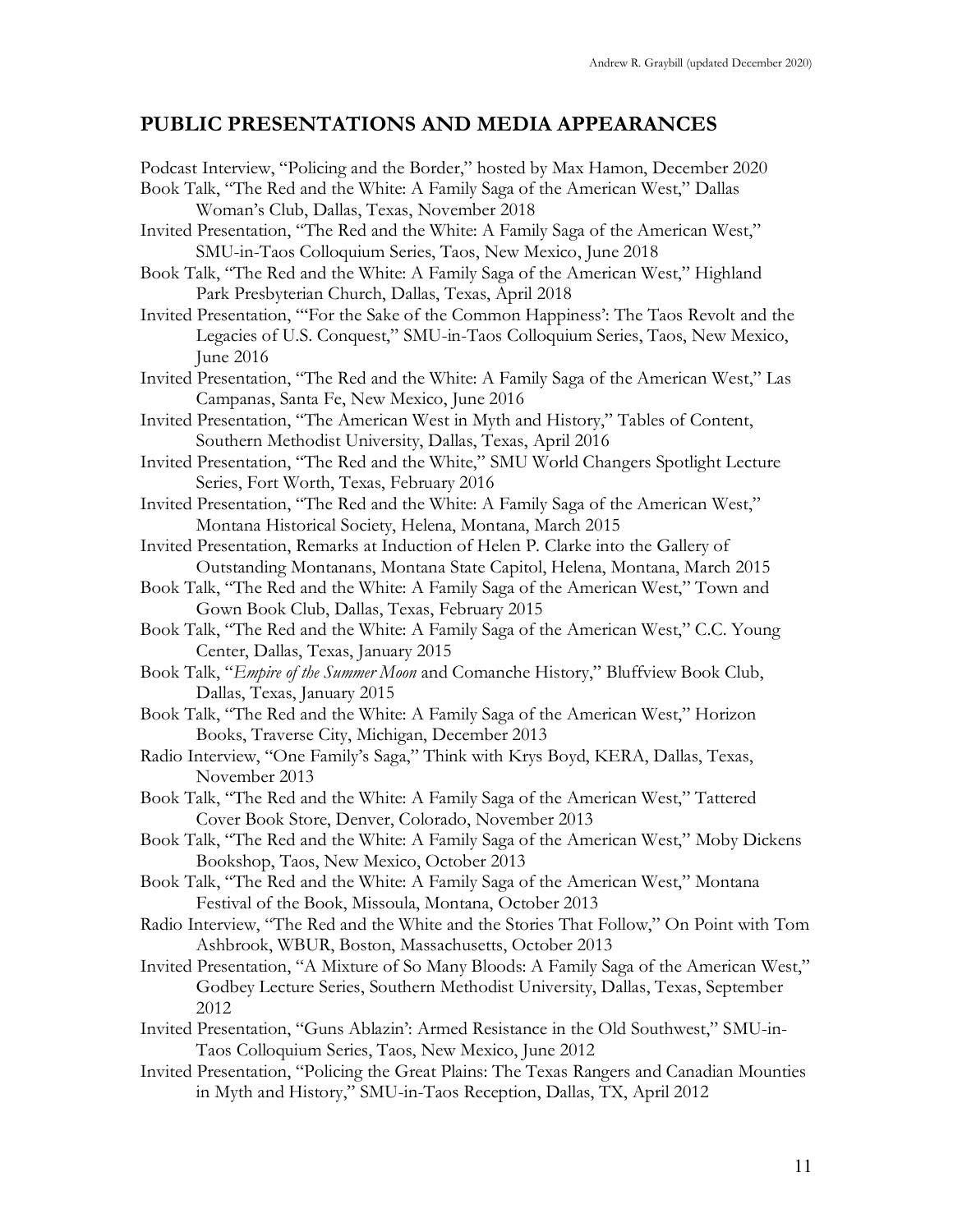## PUBLIC PRESENTATIONS AND MEDIA APPEARANCES

Podcast Interview, "Policing and the Border," hosted by Max Hamon, December 2020

Book Talk, "The Red and the White: A Family Saga of the American West," Dallas Woman's Club, Dallas, Texas, November 2018

Invited Presentation, "The Red and the White: A Family Saga of the American West," SMU-in-Taos Colloquium Series, Taos, New Mexico, June 2018

Book Talk, "The Red and the White: A Family Saga of the American West," Highland Park Presbyterian Church, Dallas, Texas, April 2018

Invited Presentation, "'For the Sake of the Common Happiness': The Taos Revolt and the Legacies of U.S. Conquest," SMU-in-Taos Colloquium Series, Taos, New Mexico, June 2016

Invited Presentation, "The Red and the White: A Family Saga of the American West," Las Campanas, Santa Fe, New Mexico, June 2016

Invited Presentation, "The American West in Myth and History," Tables of Content, Southern Methodist University, Dallas, Texas, April 2016

Invited Presentation, "The Red and the White," SMU World Changers Spotlight Lecture Series, Fort Worth, Texas, February 2016

Invited Presentation, "The Red and the White: A Family Saga of the American West," Montana Historical Society, Helena, Montana, March 2015

Invited Presentation, Remarks at Induction of Helen P. Clarke into the Gallery of Outstanding Montanans, Montana State Capitol, Helena, Montana, March 2015

Book Talk, "The Red and the White: A Family Saga of the American West," Town and Gown Book Club, Dallas, Texas, February 2015

Book Talk, "The Red and the White: A Family Saga of the American West," C.C. Young Center, Dallas, Texas, January 2015

Book Talk, "*Empire of the Summer Moon* and Comanche History," Bluffview Book Club, Dallas, Texas, January 2015

Book Talk, "The Red and the White: A Family Saga of the American West," Horizon Books, Traverse City, Michigan, December 2013

Radio Interview, "One Family's Saga," Think with Krys Boyd, KERA, Dallas, Texas, November 2013

Book Talk, "The Red and the White: A Family Saga of the American West," Tattered Cover Book Store, Denver, Colorado, November 2013

Book Talk, "The Red and the White: A Family Saga of the American West," Moby Dickens Bookshop, Taos, New Mexico, October 2013

Book Talk, "The Red and the White: A Family Saga of the American West," Montana Festival of the Book, Missoula, Montana, October 2013

Radio Interview, "The Red and the White and the Stories That Follow," On Point with Tom Ashbrook, WBUR, Boston, Massachusetts, October 2013

Invited Presentation, "A Mixture of So Many Bloods: A Family Saga of the American West," Godbey Lecture Series, Southern Methodist University, Dallas, Texas, September 2012

Invited Presentation, "Guns Ablazin': Armed Resistance in the Old Southwest," SMU-in-Taos Colloquium Series, Taos, New Mexico, June 2012

Invited Presentation, "Policing the Great Plains: The Texas Rangers and Canadian Mounties in Myth and History," SMU-in-Taos Reception, Dallas, TX, April 2012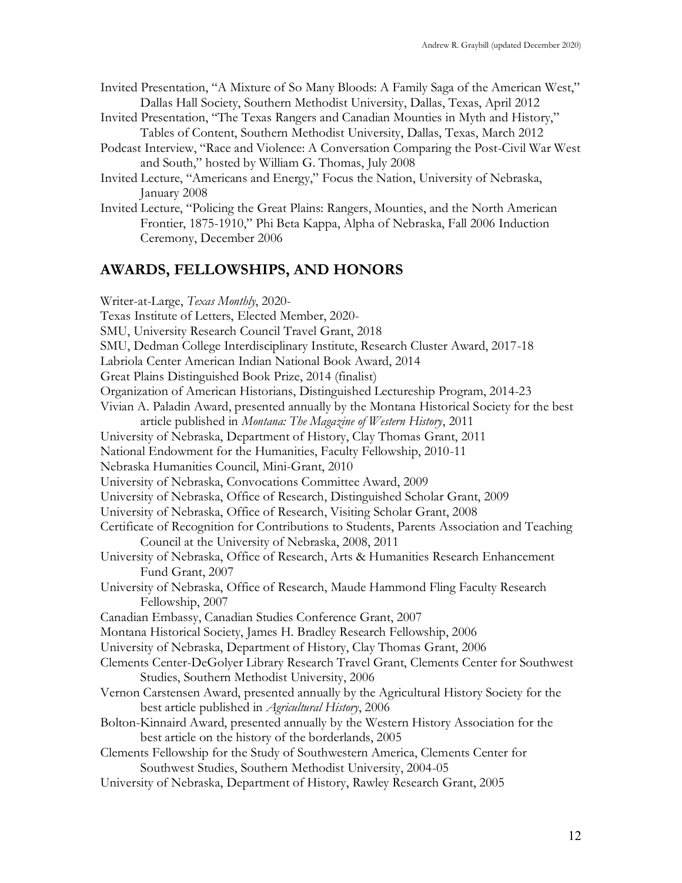Invited Presentation, "A Mixture of So Many Bloods: A Family Saga of the American West," Dallas Hall Society, Southern Methodist University, Dallas, Texas, April 2012

Invited Presentation, "The Texas Rangers and Canadian Mounties in Myth and History," Tables of Content, Southern Methodist University, Dallas, Texas, March 2012

Podcast Interview, "Race and Violence: A Conversation Comparing the Post-Civil War West and South," hosted by William G. Thomas, July 2008

Invited Lecture, "Americans and Energy," Focus the Nation, University of Nebraska, January 2008

Invited Lecture, "Policing the Great Plains: Rangers, Mounties, and the North American Frontier, 1875-1910," Phi Beta Kappa, Alpha of Nebraska, Fall 2006 Induction Ceremony, December 2006

## AWARDS, FELLOWSHIPS, AND HONORS

Writer-at-Large, *Texas Monthly*, 2020-

Texas Institute of Letters, Elected Member, 2020-

SMU, University Research Council Travel Grant, 2018

SMU, Dedman College Interdisciplinary Institute, Research Cluster Award, 2017-18

Labriola Center American Indian National Book Award, 2014

Great Plains Distinguished Book Prize, 2014 (finalist)

Organization of American Historians, Distinguished Lectureship Program, 2014-23

Vivian A. Paladin Award, presented annually by the Montana Historical Society for the best article published in *Montana: The Magazine of Western History*, 2011

University of Nebraska, Department of History, Clay Thomas Grant, 2011

National Endowment for the Humanities, Faculty Fellowship, 2010-11

Nebraska Humanities Council, Mini-Grant, 2010

University of Nebraska, Convocations Committee Award, 2009

University of Nebraska, Office of Research, Distinguished Scholar Grant, 2009

University of Nebraska, Office of Research, Visiting Scholar Grant, 2008

Certificate of Recognition for Contributions to Students, Parents Association and Teaching Council at the University of Nebraska, 2008, 2011

University of Nebraska, Office of Research, Arts & Humanities Research Enhancement Fund Grant, 2007

University of Nebraska, Office of Research, Maude Hammond Fling Faculty Research Fellowship, 2007

Canadian Embassy, Canadian Studies Conference Grant, 2007

Montana Historical Society, James H. Bradley Research Fellowship, 2006

University of Nebraska, Department of History, Clay Thomas Grant, 2006

Clements Center-DeGolyer Library Research Travel Grant, Clements Center for Southwest Studies, Southern Methodist University, 2006

Vernon Carstensen Award, presented annually by the Agricultural History Society for the best article published in *Agricultural History*, 2006

Bolton-Kinnaird Award, presented annually by the Western History Association for the best article on the history of the borderlands, 2005

Clements Fellowship for the Study of Southwestern America, Clements Center for Southwest Studies, Southern Methodist University, 2004-05

University of Nebraska, Department of History, Rawley Research Grant, 2005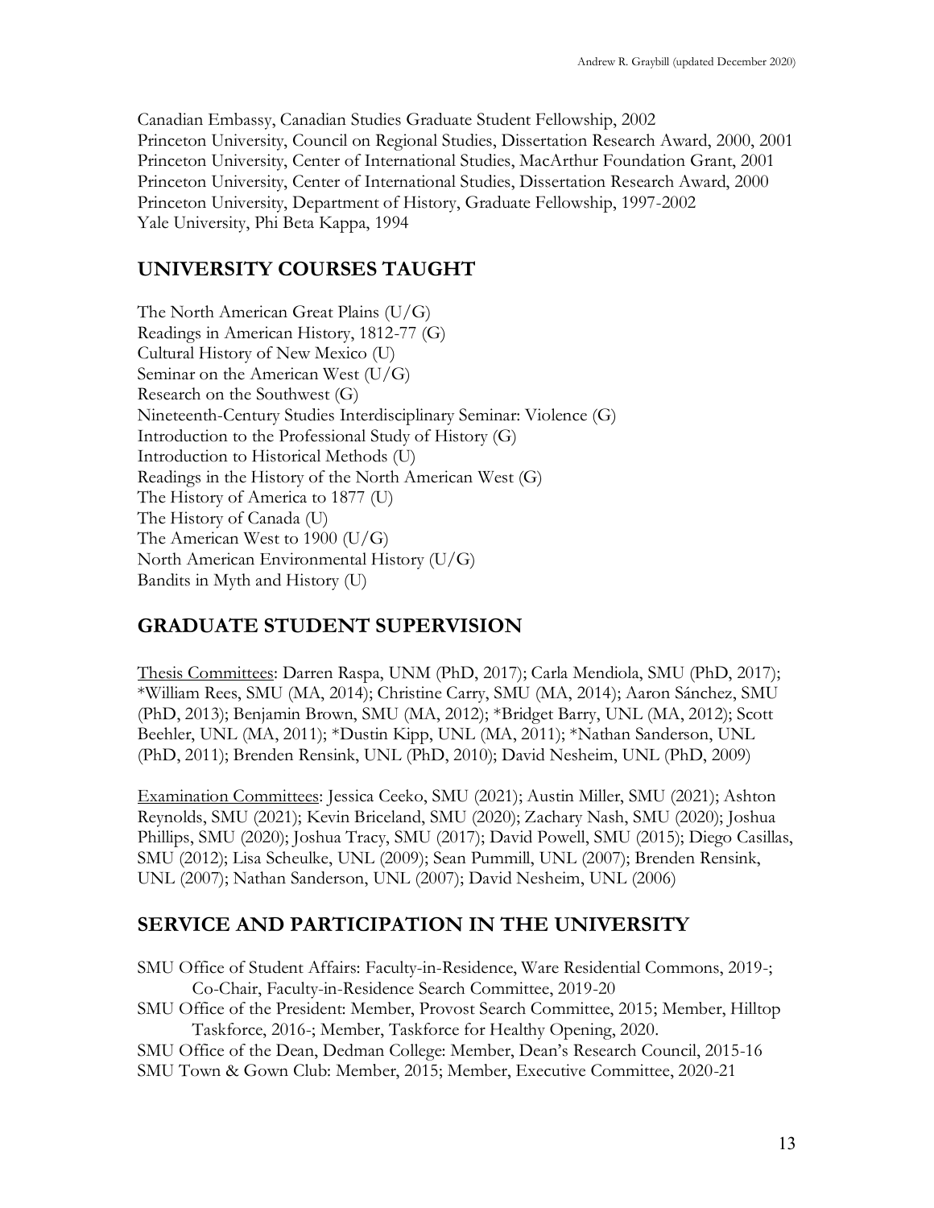Canadian Embassy, Canadian Studies Graduate Student Fellowship, 2002
Princeton University, Council on Regional Studies, Dissertation Research Award, 2000, 2001
Princeton University, Center of International Studies, MacArthur Foundation Grant, 2001
Princeton University, Center of International Studies, Dissertation Research Award, 2000
Princeton University, Department of History, Graduate Fellowship, 1997-2002
Yale University, Phi Beta Kappa, 1994

## UNIVERSITY COURSES TAUGHT

The North American Great Plains (U/G)
Readings in American History, 1812-77 (G)
Cultural History of New Mexico (U)
Seminar on the American West (U/G)
Research on the Southwest (G)
Nineteenth-Century Studies Interdisciplinary Seminar: Violence (G)
Introduction to the Professional Study of History (G)
Introduction to Historical Methods (U)
Readings in the History of the North American West (G)
The History of America to 1877 (U)
The History of Canada (U)
The American West to 1900 (U/G)
North American Environmental History (U/G)
Bandits in Myth and History (U)

## GRADUATE STUDENT SUPERVISION

Thesis Committees: Darren Raspa, UNM (PhD, 2017); Carla Mendiola, SMU (PhD, 2017); *William Rees, SMU (MA, 2014); Christine Carry, SMU (MA, 2014); Aaron Sánchez, SMU (PhD, 2013); Benjamin Brown, SMU (MA, 2012); *Bridget Barry, UNL (MA, 2012); Scott Beehler, UNL (MA, 2011); *Dustin Kipp, UNL (MA, 2011); *Nathan Sanderson, UNL (PhD, 2011); Brenden Rensink, UNL (PhD, 2010); David Nesheim, UNL (PhD, 2009)

Examination Committees: Jessica Ceeko, SMU (2021); Austin Miller, SMU (2021); Ashton Reynolds, SMU (2021); Kevin Briceland, SMU (2020); Zachary Nash, SMU (2020); Joshua Phillips, SMU (2020); Joshua Tracy, SMU (2017); David Powell, SMU (2015); Diego Casillas, SMU (2012); Lisa Scheulke, UNL (2009); Sean Pummill, UNL (2007); Brenden Rensink, UNL (2007); Nathan Sanderson, UNL (2007); David Nesheim, UNL (2006)

## SERVICE AND PARTICIPATION IN THE UNIVERSITY

SMU Office of Student Affairs: Faculty-in-Residence, Ware Residential Commons, 2019-; Co-Chair, Faculty-in-Residence Search Committee, 2019-20
SMU Office of the President: Member, Provost Search Committee, 2015; Member, Hilltop Taskforce, 2016-; Member, Taskforce for Healthy Opening, 2020.
SMU Office of the Dean, Dedman College: Member, Dean's Research Council, 2015-16
SMU Town & Gown Club: Member, 2015; Member, Executive Committee, 2020-21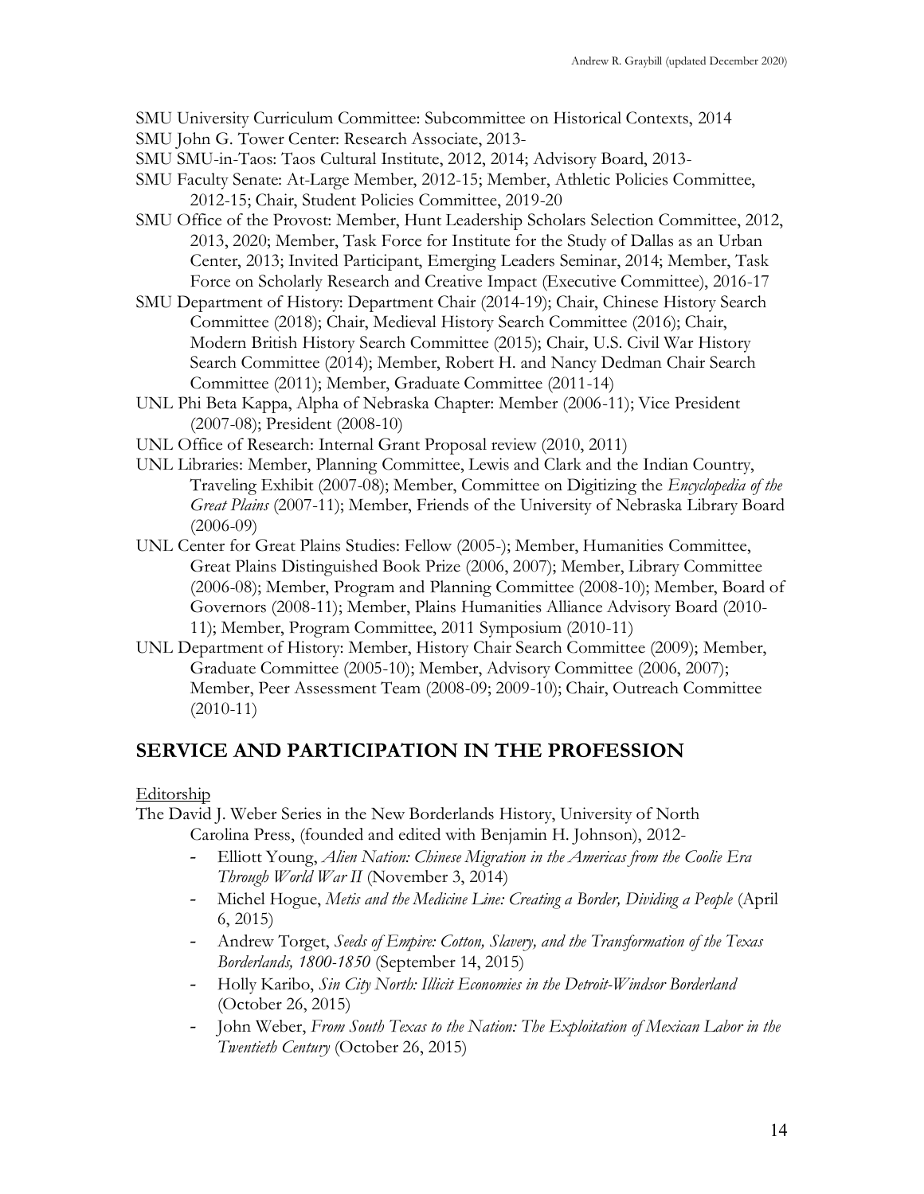SMU University Curriculum Committee: Subcommittee on Historical Contexts, 2014

SMU John G. Tower Center: Research Associate, 2013-

SMU SMU-in-Taos: Taos Cultural Institute, 2012, 2014; Advisory Board, 2013-

SMU Faculty Senate: At-Large Member, 2012-15; Member, Athletic Policies Committee, 2012-15; Chair, Student Policies Committee, 2019-20

SMU Office of the Provost: Member, Hunt Leadership Scholars Selection Committee, 2012, 2013, 2020; Member, Task Force for Institute for the Study of Dallas as an Urban Center, 2013; Invited Participant, Emerging Leaders Seminar, 2014; Member, Task Force on Scholarly Research and Creative Impact (Executive Committee), 2016-17

SMU Department of History: Department Chair (2014-19); Chair, Chinese History Search Committee (2018); Chair, Medieval History Search Committee (2016); Chair, Modern British History Search Committee (2015); Chair, U.S. Civil War History Search Committee (2014); Member, Robert H. and Nancy Dedman Chair Search Committee (2011); Member, Graduate Committee (2011-14)

UNL Phi Beta Kappa, Alpha of Nebraska Chapter: Member (2006-11); Vice President (2007-08); President (2008-10)

UNL Office of Research: Internal Grant Proposal review (2010, 2011)

UNL Libraries: Member, Planning Committee, Lewis and Clark and the Indian Country, Traveling Exhibit (2007-08); Member, Committee on Digitizing the *Encyclopedia of the Great Plains* (2007-11); Member, Friends of the University of Nebraska Library Board (2006-09)

UNL Center for Great Plains Studies: Fellow (2005-); Member, Humanities Committee, Great Plains Distinguished Book Prize (2006, 2007); Member, Library Committee (2006-08); Member, Program and Planning Committee (2008-10); Member, Board of Governors (2008-11); Member, Plains Humanities Alliance Advisory Board (2010-11); Member, Program Committee, 2011 Symposium (2010-11)

UNL Department of History: Member, History Chair Search Committee (2009); Member, Graduate Committee (2005-10); Member, Advisory Committee (2006, 2007); Member, Peer Assessment Team (2008-09; 2009-10); Chair, Outreach Committee (2010-11)

## SERVICE AND PARTICIPATION IN THE PROFESSION

Editorship

The David J. Weber Series in the New Borderlands History, University of North Carolina Press, (founded and edited with Benjamin H. Johnson), 2012-

- Elliott Young, *Alien Nation: Chinese Migration in the Americas from the Coolie Era Through World War II* (November 3, 2014)
- Michel Hogue, *Metis and the Medicine Line: Creating a Border, Dividing a People* (April 6, 2015)
- Andrew Torget, *Seeds of Empire: Cotton, Slavery, and the Transformation of the Texas Borderlands, 1800-1850* (September 14, 2015)
- Holly Karibo, *Sin City North: Illicit Economies in the Detroit-Windsor Borderland* (October 26, 2015)
- John Weber, *From South Texas to the Nation: The Exploitation of Mexican Labor in the Twentieth Century* (October 26, 2015)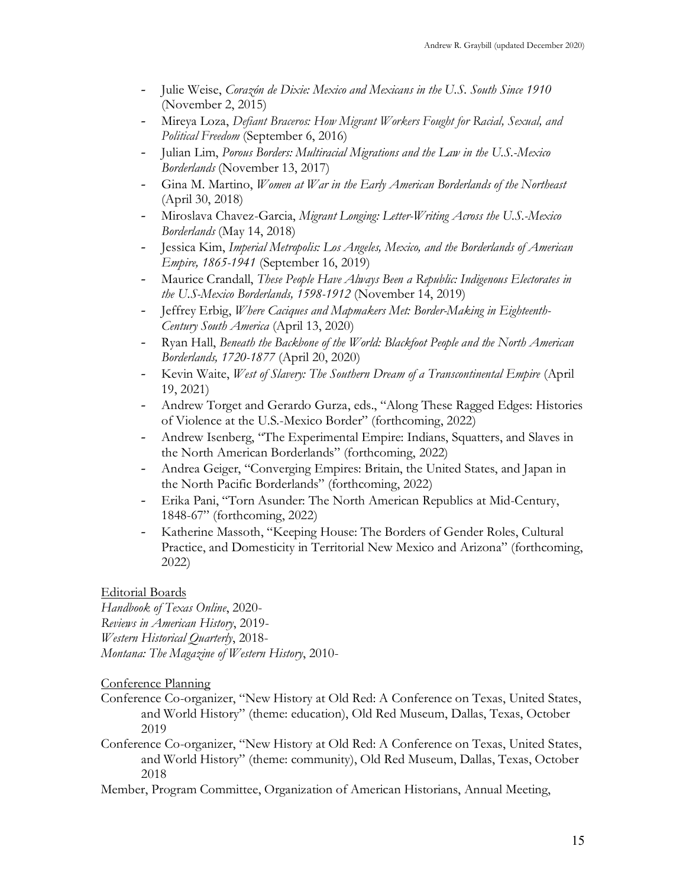- Julie Weise, *Corazón de Dixie: Mexico and Mexicans in the U.S. South Since 1910* (November 2, 2015)
- Mireya Loza, *Defiant Braceros: How Migrant Workers Fought for Racial, Sexual, and Political Freedom* (September 6, 2016)
- Julian Lim, *Porous Borders: Multiracial Migrations and the Law in the U.S.-Mexico Borderlands* (November 13, 2017)
- Gina M. Martino, *Women at War in the Early American Borderlands of the Northeast* (April 30, 2018)
- Miroslava Chavez-Garcia, *Migrant Longing: Letter-Writing Across the U.S.-Mexico Borderlands* (May 14, 2018)
- Jessica Kim, *Imperial Metropolis: Los Angeles, Mexico, and the Borderlands of American Empire, 1865-1941* (September 16, 2019)
- Maurice Crandall, *These People Have Always Been a Republic: Indigenous Electorates in the U.S-Mexico Borderlands, 1598-1912* (November 14, 2019)
- Jeffrey Erbig, *Where Caciques and Mapmakers Met: Border-Making in Eighteenth-Century South America* (April 13, 2020)
- Ryan Hall, *Beneath the Backbone of the World: Blackfoot People and the North American Borderlands, 1720-1877* (April 20, 2020)
- Kevin Waite, *West of Slavery: The Southern Dream of a Transcontinental Empire* (April 19, 2021)
- Andrew Torget and Gerardo Gurza, eds., "Along These Ragged Edges: Histories of Violence at the U.S.-Mexico Border" (forthcoming, 2022)
- Andrew Isenberg, "The Experimental Empire: Indians, Squatters, and Slaves in the North American Borderlands" (forthcoming, 2022)
- Andrea Geiger, "Converging Empires: Britain, the United States, and Japan in the North Pacific Borderlands" (forthcoming, 2022)
- Erika Pani, "Torn Asunder: The North American Republics at Mid-Century, 1848-67" (forthcoming, 2022)
- Katherine Massoth, "Keeping House: The Borders of Gender Roles, Cultural Practice, and Domesticity in Territorial New Mexico and Arizona" (forthcoming, 2022)

Editorial Boards

*Handbook of Texas Online*, 2020-
*Reviews in American History*, 2019-
*Western Historical Quarterly*, 2018-
*Montana: The Magazine of Western History*, 2010-

Conference Planning

Conference Co-organizer, "New History at Old Red: A Conference on Texas, United States, and World History" (theme: education), Old Red Museum, Dallas, Texas, October 2019

Conference Co-organizer, "New History at Old Red: A Conference on Texas, United States, and World History" (theme: community), Old Red Museum, Dallas, Texas, October 2018

Member, Program Committee, Organization of American Historians, Annual Meeting,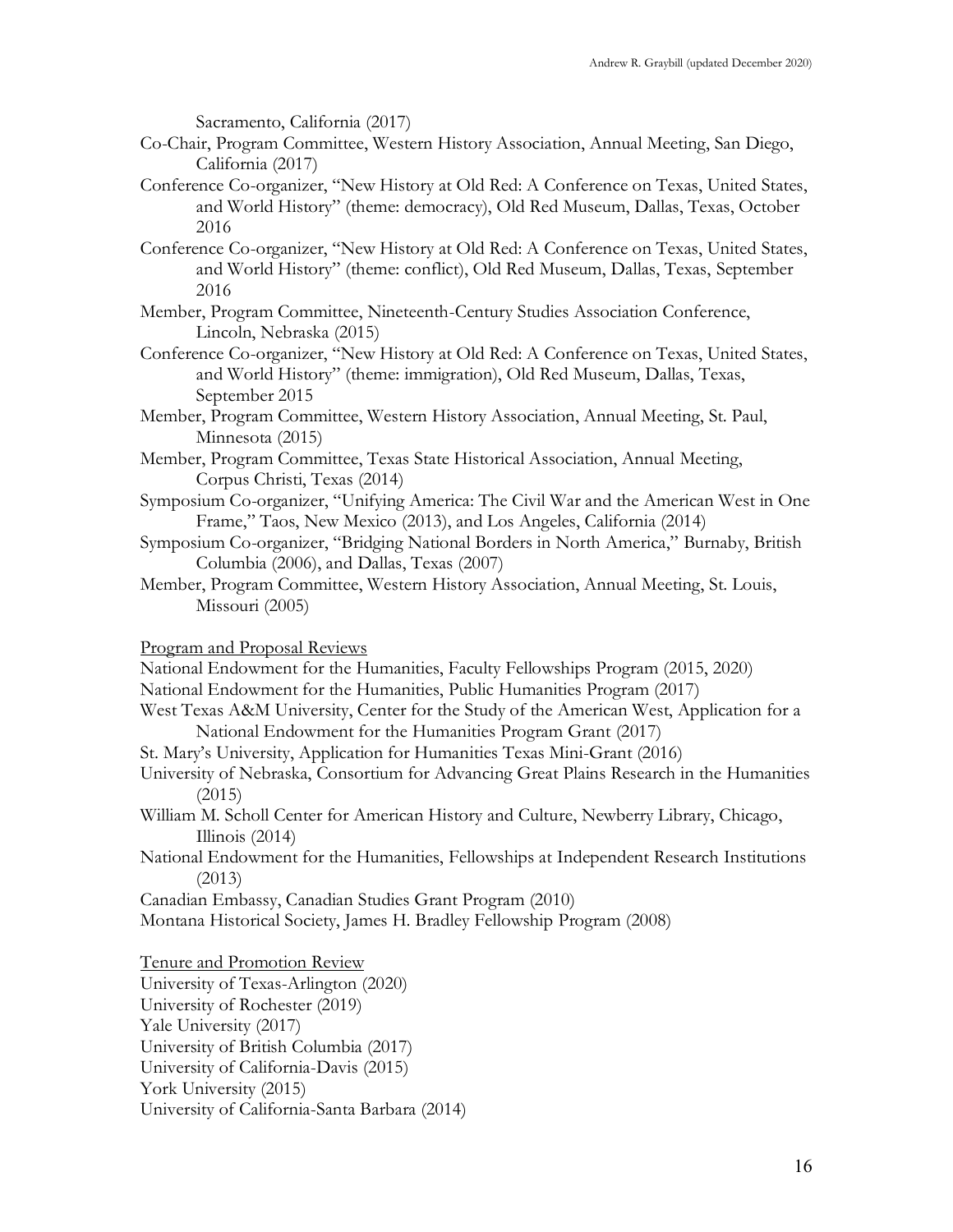Sacramento, California (2017)

Co-Chair, Program Committee, Western History Association, Annual Meeting, San Diego, California (2017)

Conference Co-organizer, "New History at Old Red: A Conference on Texas, United States, and World History" (theme: democracy), Old Red Museum, Dallas, Texas, October 2016

Conference Co-organizer, "New History at Old Red: A Conference on Texas, United States, and World History" (theme: conflict), Old Red Museum, Dallas, Texas, September 2016

Member, Program Committee, Nineteenth-Century Studies Association Conference, Lincoln, Nebraska (2015)

Conference Co-organizer, "New History at Old Red: A Conference on Texas, United States, and World History" (theme: immigration), Old Red Museum, Dallas, Texas, September 2015

Member, Program Committee, Western History Association, Annual Meeting, St. Paul, Minnesota (2015)

Member, Program Committee, Texas State Historical Association, Annual Meeting, Corpus Christi, Texas (2014)

Symposium Co-organizer, "Unifying America: The Civil War and the American West in One Frame," Taos, New Mexico (2013), and Los Angeles, California (2014)

Symposium Co-organizer, "Bridging National Borders in North America," Burnaby, British Columbia (2006), and Dallas, Texas (2007)

Member, Program Committee, Western History Association, Annual Meeting, St. Louis, Missouri (2005)

<u>Program and Proposal Reviews</u>

National Endowment for the Humanities, Faculty Fellowships Program (2015, 2020)

National Endowment for the Humanities, Public Humanities Program (2017)

West Texas A&M University, Center for the Study of the American West, Application for a National Endowment for the Humanities Program Grant (2017)

St. Mary's University, Application for Humanities Texas Mini-Grant (2016)

University of Nebraska, Consortium for Advancing Great Plains Research in the Humanities (2015)

William M. Scholl Center for American History and Culture, Newberry Library, Chicago, Illinois (2014)

National Endowment for the Humanities, Fellowships at Independent Research Institutions (2013)

Canadian Embassy, Canadian Studies Grant Program (2010)

Montana Historical Society, James H. Bradley Fellowship Program (2008)

<u>Tenure and Promotion Review</u>

University of Texas-Arlington (2020)

University of Rochester (2019)

Yale University (2017)

University of British Columbia (2017)

University of California-Davis (2015)

York University (2015)

University of California-Santa Barbara (2014)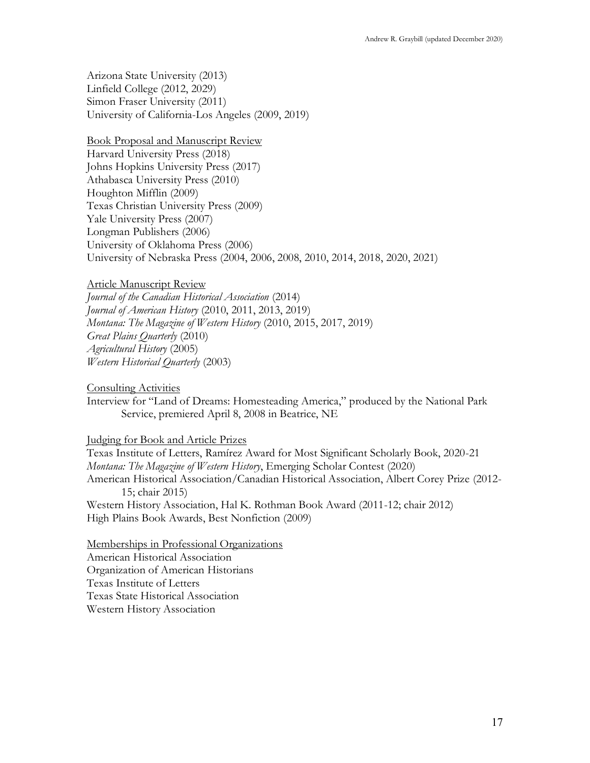Arizona State University (2013)
Linfield College (2012, 2029)
Simon Fraser University (2011)
University of California-Los Angeles (2009, 2019)

Book Proposal and Manuscript Review

Harvard University Press (2018)
Johns Hopkins University Press (2017)
Athabasca University Press (2010)
Houghton Mifflin (2009)
Texas Christian University Press (2009)
Yale University Press (2007)
Longman Publishers (2006)
University of Oklahoma Press (2006)
University of Nebraska Press (2004, 2006, 2008, 2010, 2014, 2018, 2020, 2021)

Article Manuscript Review

*Journal of the Canadian Historical Association* (2014)
*Journal of American History* (2010, 2011, 2013, 2019)
*Montana: The Magazine of Western History* (2010, 2015, 2017, 2019)
*Great Plains Quarterly* (2010)
*Agricultural History* (2005)
*Western Historical Quarterly* (2003)

Consulting Activities

Interview for "Land of Dreams: Homesteading America," produced by the National Park Service, premiered April 8, 2008 in Beatrice, NE

Judging for Book and Article Prizes

Texas Institute of Letters, Ramírez Award for Most Significant Scholarly Book, 2020-21
*Montana: The Magazine of Western History*, Emerging Scholar Contest (2020)
American Historical Association/Canadian Historical Association, Albert Corey Prize (2012-15; chair 2015)
Western History Association, Hal K. Rothman Book Award (2011-12; chair 2012)
High Plains Book Awards, Best Nonfiction (2009)

Memberships in Professional Organizations

American Historical Association
Organization of American Historians
Texas Institute of Letters
Texas State Historical Association
Western History Association